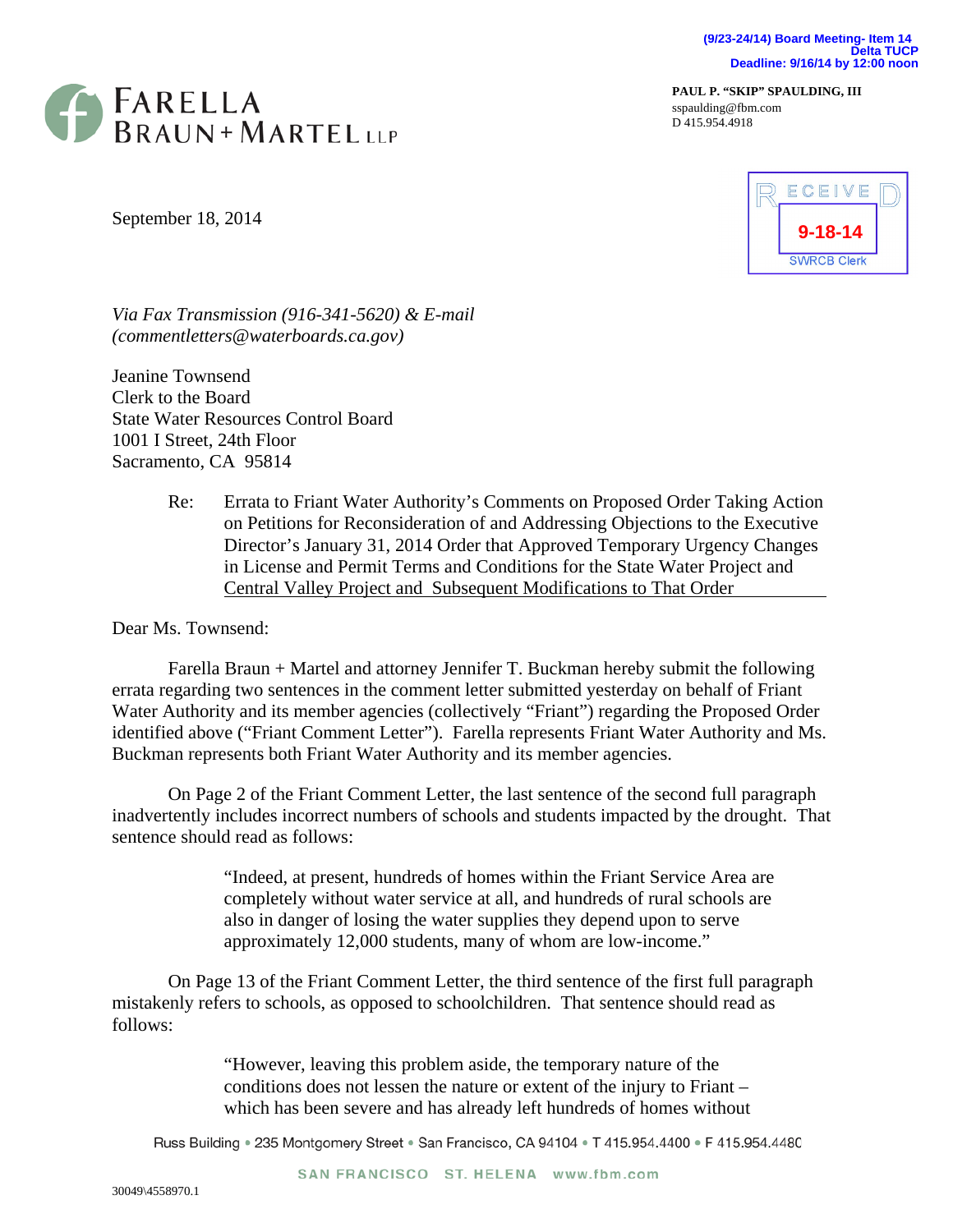(9/23-24/14) Board Meeting- Item 14
Delta TUCP
Deadline: 9/16/14 by 12:00 noon

FARELLA BRAUN + MARTEL LLP

**PAUL P. "SKIP" SPAULDING, III**
sspaulding@fbm.com
D 415.954.4918

RECEIVED
9-18-14
SWRCB Clerk

September 18, 2014

*Via Fax Transmission (916-341-5620) & E-mail (commentletters@waterboards.ca.gov)*

Jeanine Townsend
Clerk to the Board
State Water Resources Control Board
1001 I Street, 24th Floor
Sacramento, CA 95814

Re: Errata to Friant Water Authority's Comments on Proposed Order Taking Action on Petitions for Reconsideration of and Addressing Objections to the Executive Director's January 31, 2014 Order that Approved Temporary Urgency Changes in License and Permit Terms and Conditions for the State Water Project and Central Valley Project and Subsequent Modifications to That Order

Dear Ms. Townsend:

Farella Braun + Martel and attorney Jennifer T. Buckman hereby submit the following errata regarding two sentences in the comment letter submitted yesterday on behalf of Friant Water Authority and its member agencies (collectively "Friant") regarding the Proposed Order identified above ("Friant Comment Letter"). Farella represents Friant Water Authority and Ms. Buckman represents both Friant Water Authority and its member agencies.

On Page 2 of the Friant Comment Letter, the last sentence of the second full paragraph inadvertently includes incorrect numbers of schools and students impacted by the drought. That sentence should read as follows:

> "Indeed, at present, hundreds of homes within the Friant Service Area are completely without water service at all, and hundreds of rural schools are also in danger of losing the water supplies they depend upon to serve approximately 12,000 students, many of whom are low-income."

On Page 13 of the Friant Comment Letter, the third sentence of the first full paragraph mistakenly refers to schools, as opposed to schoolchildren. That sentence should read as follows:

> "However, leaving this problem aside, the temporary nature of the conditions does not lessen the nature or extent of the injury to Friant – which has been severe and has already left hundreds of homes without

Russ Building • 235 Montgomery Street • San Francisco, CA 94104 • T 415.954.4400 • F 415.954.4480

SAN FRANCISCO ST. HELENA www.fbm.com

30049\4558970.1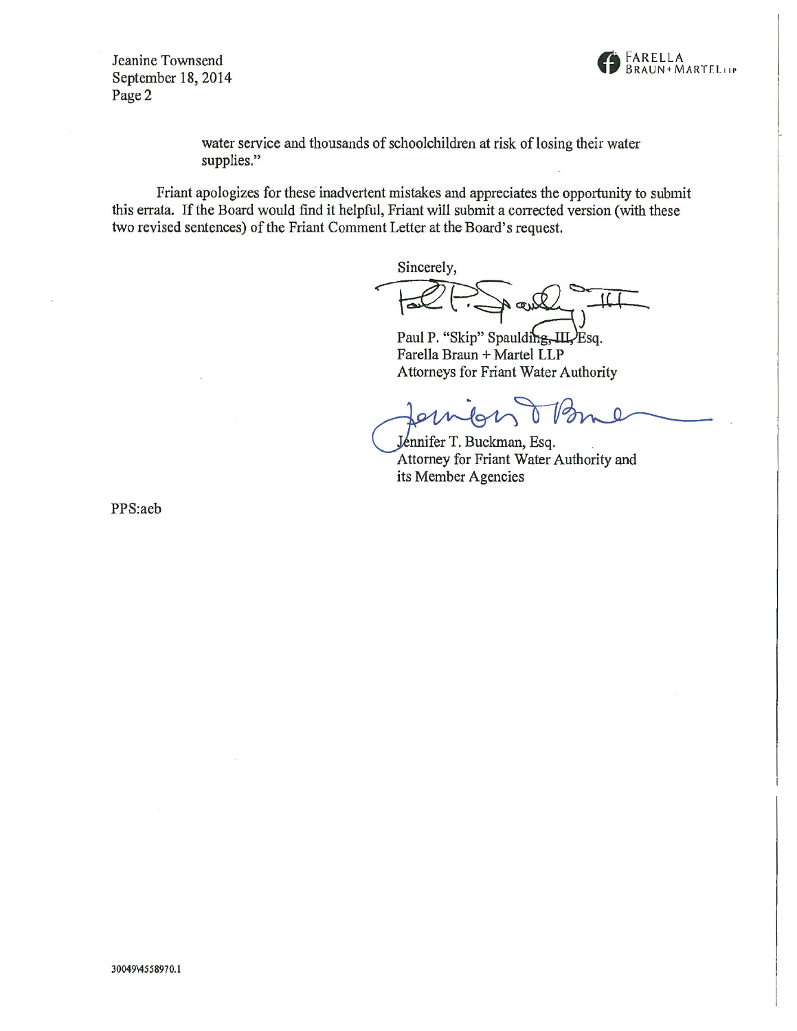water service and thousands of schoolchildren at risk of losing their water supplies."

Friant apologizes for these inadvertent mistakes and appreciates the opportunity to submit this errata. If the Board would find it helpful, Friant will submit a corrected version (with these two revised sentences) of the Friant Comment Letter at the Board's request.

Sincerely,

Paul P. "Skip" Spaulding, III, Esq.
Farella Braun + Martel LLP
Attorneys for Friant Water Authority

Jennifer T. Buckman, Esq.
Attorney for Friant Water Authority and its Member Agencies

PPS:aeb

30049\4558970.1